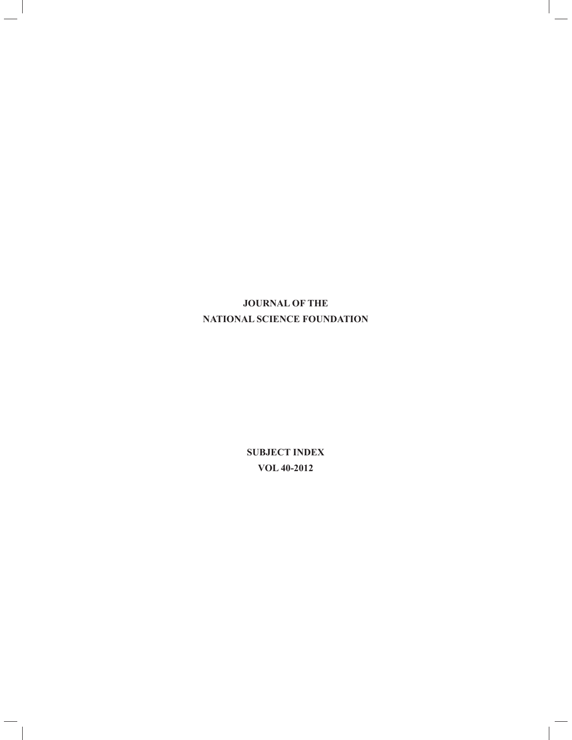# JOURNAL OF THE
# NATIONAL SCIENCE FOUNDATION

## SUBJECT INDEX
## VOL 40-2012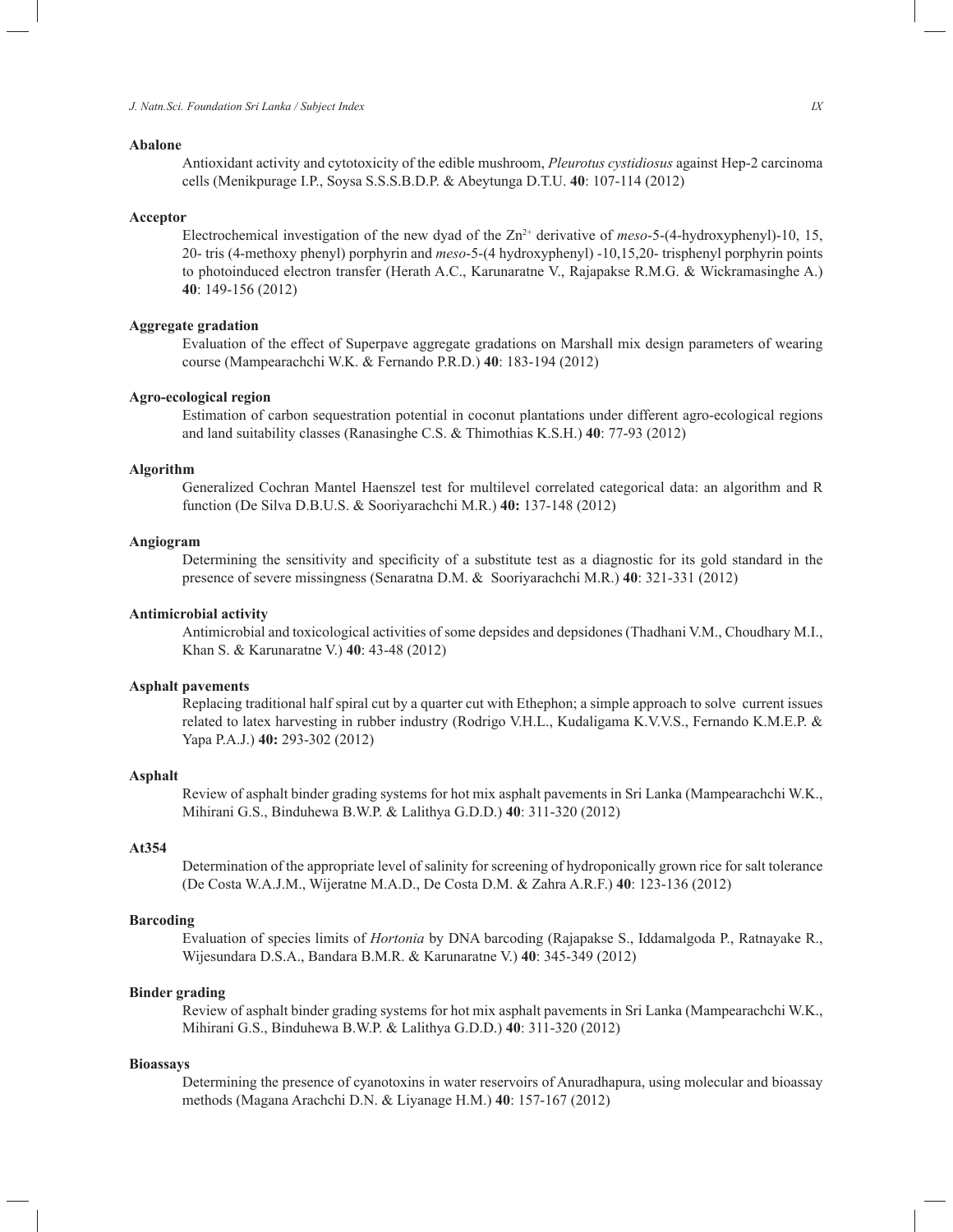**Abalone**

Antioxidant activity and cytotoxicity of the edible mushroom, *Pleurotus cystidiosus* against Hep-2 carcinoma cells (Menikpurage I.P., Soysa S.S.S.B.D.P. & Abeytunga D.T.U. **40**: 107-114 (2012)

**Acceptor**

Electrochemical investigation of the new dyad of the $Zn^{2+}$ derivative of *meso*-5-(4-hydroxyphenyl)-10, 15, 20- tris (4-methoxy phenyl) porphyrin and *meso*-5-(4 hydroxyphenyl) -10,15,20- trisphenyl porphyrin points to photoinduced electron transfer (Herath A.C., Karunaratne V., Rajapakse R.M.G. & Wickramasinghe A.) **40**: 149-156 (2012)

**Aggregate gradation**

Evaluation of the effect of Superpave aggregate gradations on Marshall mix design parameters of wearing course (Mampearachchi W.K. & Fernando P.R.D.) **40**: 183-194 (2012)

**Agro-ecological region**

Estimation of carbon sequestration potential in coconut plantations under different agro-ecological regions and land suitability classes (Ranasinghe C.S. & Thimothias K.S.H.) **40**: 77-93 (2012)

**Algorithm**

Generalized Cochran Mantel Haenszel test for multilevel correlated categorical data: an algorithm and R function (De Silva D.B.U.S. & Sooriyarachchi M.R.) **40:** 137-148 (2012)

**Angiogram**

Determining the sensitivity and specificity of a substitute test as a diagnostic for its gold standard in the presence of severe missingness (Senaratna D.M. & Sooriyarachchi M.R.) **40**: 321-331 (2012)

**Antimicrobial activity**

Antimicrobial and toxicological activities of some depsides and depsidones (Thadhani V.M., Choudhary M.I., Khan S. & Karunaratne V.) **40**: 43-48 (2012)

**Asphalt pavements**

Replacing traditional half spiral cut by a quarter cut with Ethephon; a simple approach to solve current issues related to latex harvesting in rubber industry (Rodrigo V.H.L., Kudaligama K.V.V.S., Fernando K.M.E.P. & Yapa P.A.J.) **40:** 293-302 (2012)

**Asphalt**

Review of asphalt binder grading systems for hot mix asphalt pavements in Sri Lanka (Mampearachchi W.K., Mihirani G.S., Binduhewa B.W.P. & Lalithya G.D.D.) **40**: 311-320 (2012)

**At354**

Determination of the appropriate level of salinity for screening of hydroponically grown rice for salt tolerance (De Costa W.A.J.M., Wijeratne M.A.D., De Costa D.M. & Zahra A.R.F.) **40**: 123-136 (2012)

**Barcoding**

Evaluation of species limits of *Hortonia* by DNA barcoding (Rajapakse S., Iddamalgoda P., Ratnayake R., Wijesundara D.S.A., Bandara B.M.R. & Karunaratne V.) **40**: 345-349 (2012)

**Binder grading**

Review of asphalt binder grading systems for hot mix asphalt pavements in Sri Lanka (Mampearachchi W.K., Mihirani G.S., Binduhewa B.W.P. & Lalithya G.D.D.) **40**: 311-320 (2012)

**Bioassays**

Determining the presence of cyanotoxins in water reservoirs of Anuradhapura, using molecular and bioassay methods (Magana Arachchi D.N. & Liyanage H.M.) **40**: 157-167 (2012)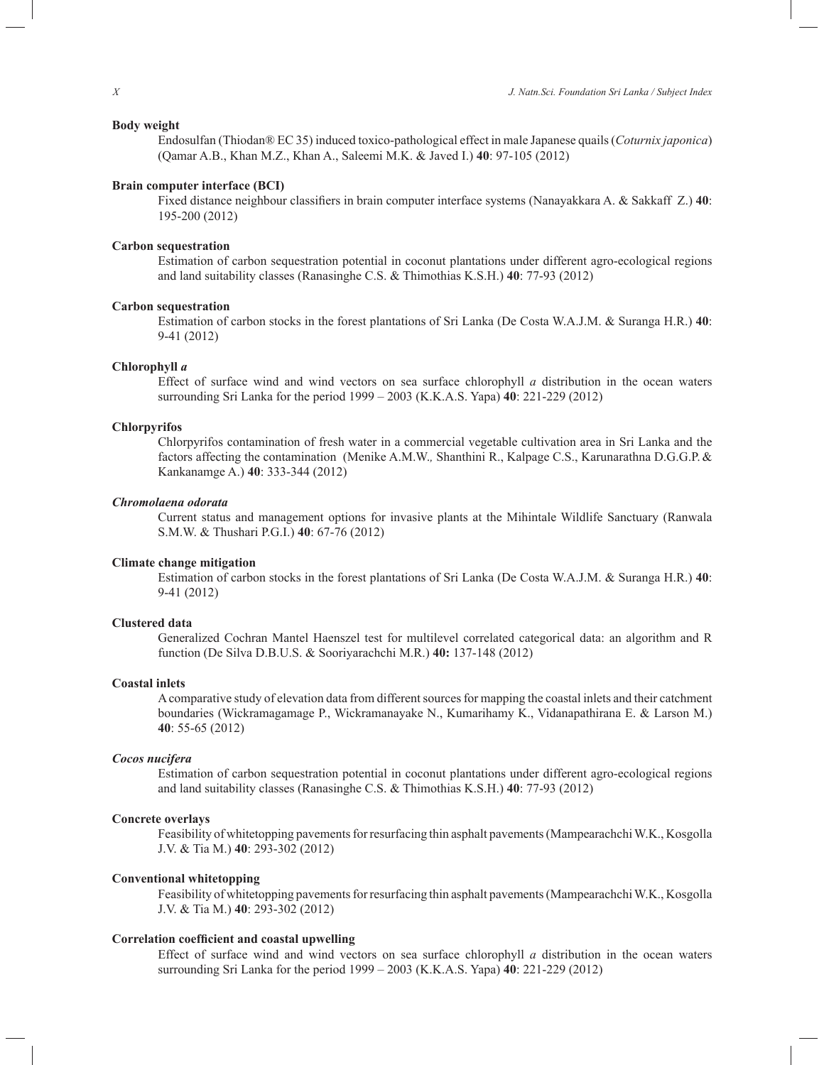**Body weight**

Endosulfan (Thiodan® EC 35) induced toxico-pathological effect in male Japanese quails (*Coturnix japonica*) (Qamar A.B., Khan M.Z., Khan A., Saleemi M.K. & Javed I.) **40**: 97-105 (2012)

**Brain computer interface (BCI)**

Fixed distance neighbour classifiers in brain computer interface systems (Nanayakkara A. & Sakkaff Z.) **40**: 195-200 (2012)

**Carbon sequestration**

Estimation of carbon sequestration potential in coconut plantations under different agro-ecological regions and land suitability classes (Ranasinghe C.S. & Thimothias K.S.H.) **40**: 77-93 (2012)

**Carbon sequestration**

Estimation of carbon stocks in the forest plantations of Sri Lanka (De Costa W.A.J.M. & Suranga H.R.) **40**: 9-41 (2012)

**Chlorophyll *a***

Effect of surface wind and wind vectors on sea surface chlorophyll *a* distribution in the ocean waters surrounding Sri Lanka for the period 1999 – 2003 (K.K.A.S. Yapa) **40**: 221-229 (2012)

**Chlorpyrifos**

Chlorpyrifos contamination of fresh water in a commercial vegetable cultivation area in Sri Lanka and the factors affecting the contamination (Menike A.M.W., Shanthini R., Kalpage C.S., Karunarathna D.G.G.P. & Kankanamge A.) **40**: 333-344 (2012)

***Chromolaena odorata***

Current status and management options for invasive plants at the Mihintale Wildlife Sanctuary (Ranwala S.M.W. & Thushari P.G.I.) **40**: 67-76 (2012)

**Climate change mitigation**

Estimation of carbon stocks in the forest plantations of Sri Lanka (De Costa W.A.J.M. & Suranga H.R.) **40**: 9-41 (2012)

**Clustered data**

Generalized Cochran Mantel Haenszel test for multilevel correlated categorical data: an algorithm and R function (De Silva D.B.U.S. & Sooriyarachchi M.R.) **40:** 137-148 (2012)

**Coastal inlets**

A comparative study of elevation data from different sources for mapping the coastal inlets and their catchment boundaries (Wickramagamage P., Wickramanayake N., Kumarihamy K., Vidanapathirana E. & Larson M.) **40**: 55-65 (2012)

***Cocos nucifera***

Estimation of carbon sequestration potential in coconut plantations under different agro-ecological regions and land suitability classes (Ranasinghe C.S. & Thimothias K.S.H.) **40**: 77-93 (2012)

**Concrete overlays**

Feasibility of whitetopping pavements for resurfacing thin asphalt pavements (Mampearachchi W.K., Kosgolla J.V. & Tia M.) **40**: 293-302 (2012)

**Conventional whitetopping**

Feasibility of whitetopping pavements for resurfacing thin asphalt pavements (Mampearachchi W.K., Kosgolla J.V. & Tia M.) **40**: 293-302 (2012)

**Correlation coefficient and coastal upwelling**

Effect of surface wind and wind vectors on sea surface chlorophyll *a* distribution in the ocean waters surrounding Sri Lanka for the period 1999 – 2003 (K.K.A.S. Yapa) **40**: 221-229 (2012)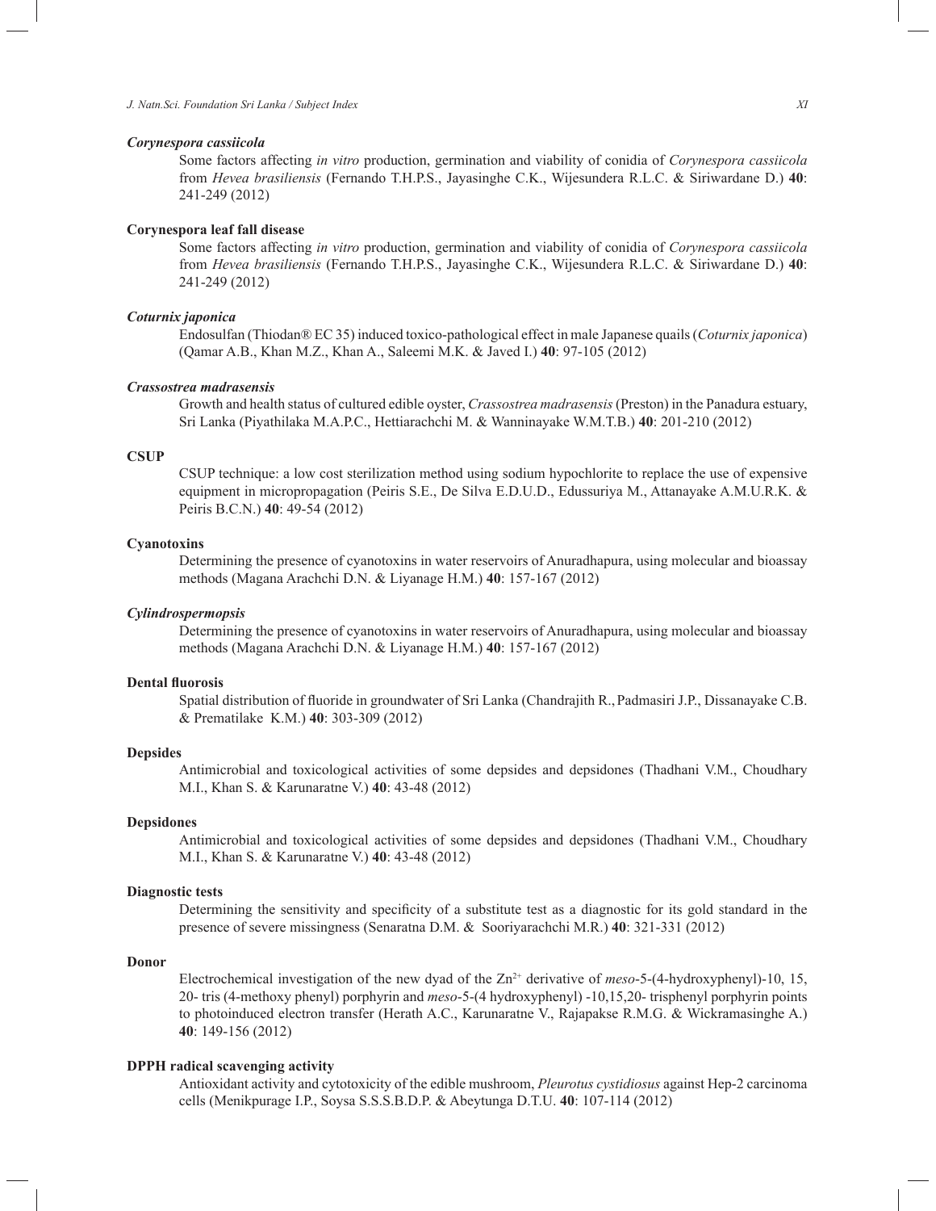***Corynespora cassiicola***

Some factors affecting *in vitro* production, germination and viability of conidia of *Corynespora cassiicola* from *Hevea brasiliensis* (Fernando T.H.P.S., Jayasinghe C.K., Wijesundera R.L.C. & Siriwardane D.) **40**: 241-249 (2012)

**Corynespora leaf fall disease**

Some factors affecting *in vitro* production, germination and viability of conidia of *Corynespora cassiicola* from *Hevea brasiliensis* (Fernando T.H.P.S., Jayasinghe C.K., Wijesundera R.L.C. & Siriwardane D.) **40**: 241-249 (2012)

***Coturnix japonica***

Endosulfan (Thiodan® EC 35) induced toxico-pathological effect in male Japanese quails (*Coturnix japonica*) (Qamar A.B., Khan M.Z., Khan A., Saleemi M.K. & Javed I.) **40**: 97-105 (2012)

***Crassostrea madrasensis***

Growth and health status of cultured edible oyster, *Crassostrea madrasensis* (Preston) in the Panadura estuary, Sri Lanka (Piyathilaka M.A.P.C., Hettiarachchi M. & Wanninayake W.M.T.B.) **40**: 201-210 (2012)

**CSUP**

CSUP technique: a low cost sterilization method using sodium hypochlorite to replace the use of expensive equipment in micropropagation (Peiris S.E., De Silva E.D.U.D., Edussuriya M., Attanayake A.M.U.R.K. & Peiris B.C.N.) **40**: 49-54 (2012)

**Cyanotoxins**

Determining the presence of cyanotoxins in water reservoirs of Anuradhapura, using molecular and bioassay methods (Magana Arachchi D.N. & Liyanage H.M.) **40**: 157-167 (2012)

***Cylindrospermopsis***

Determining the presence of cyanotoxins in water reservoirs of Anuradhapura, using molecular and bioassay methods (Magana Arachchi D.N. & Liyanage H.M.) **40**: 157-167 (2012)

**Dental fluorosis**

Spatial distribution of fluoride in groundwater of Sri Lanka (Chandrajith R., Padmasiri J.P., Dissanayake C.B. & Prematilake K.M.) **40**: 303-309 (2012)

**Depsides**

Antimicrobial and toxicological activities of some depsides and depsidones (Thadhani V.M., Choudhary M.I., Khan S. & Karunaratne V.) **40**: 43-48 (2012)

**Depsidones**

Antimicrobial and toxicological activities of some depsides and depsidones (Thadhani V.M., Choudhary M.I., Khan S. & Karunaratne V.) **40**: 43-48 (2012)

**Diagnostic tests**

Determining the sensitivity and specificity of a substitute test as a diagnostic for its gold standard in the presence of severe missingness (Senaratna D.M. & Sooriyarachchi M.R.) **40**: 321-331 (2012)

**Donor**

Electrochemical investigation of the new dyad of the $Zn^{2+}$ derivative of *meso*-5-(4-hydroxyphenyl)-10, 15, 20- tris (4-methoxy phenyl) porphyrin and *meso*-5-(4 hydroxyphenyl) -10,15,20- trisphenyl porphyrin points to photoinduced electron transfer (Herath A.C., Karunaratne V., Rajapakse R.M.G. & Wickramasinghe A.) **40**: 149-156 (2012)

**DPPH radical scavenging activity**

Antioxidant activity and cytotoxicity of the edible mushroom, *Pleurotus cystidiosus* against Hep-2 carcinoma cells (Menikpurage I.P., Soysa S.S.S.B.D.P. & Abeytunga D.T.U. **40**: 107-114 (2012)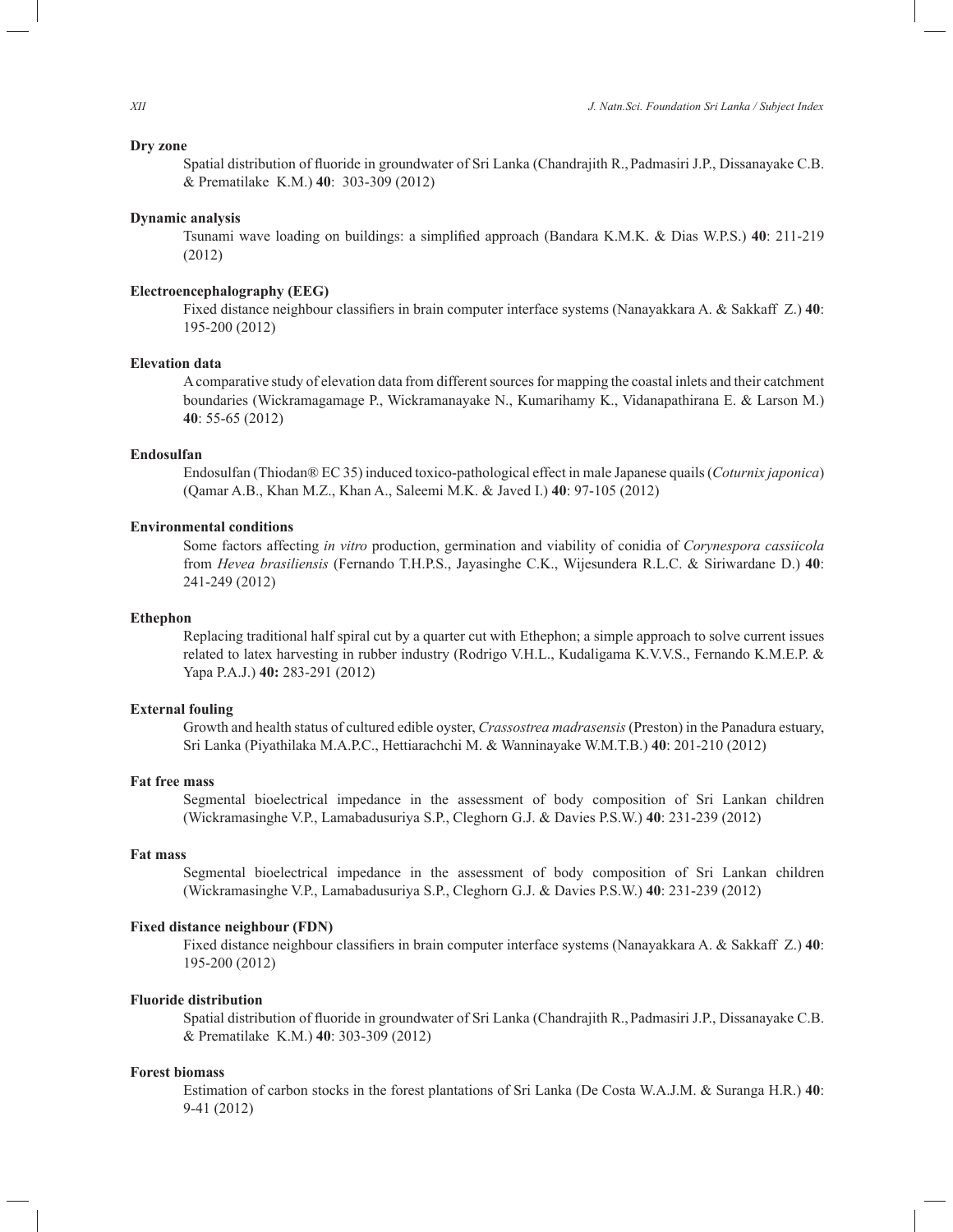**Dry zone**

Spatial distribution of fluoride in groundwater of Sri Lanka (Chandrajith R., Padmasiri J.P., Dissanayake C.B. & Prematilake K.M.) **40**: 303-309 (2012)

**Dynamic analysis**

Tsunami wave loading on buildings: a simplified approach (Bandara K.M.K. & Dias W.P.S.) **40**: 211-219 (2012)

**Electroencephalography (EEG)**

Fixed distance neighbour classifiers in brain computer interface systems (Nanayakkara A. & Sakkaff Z.) **40**: 195-200 (2012)

**Elevation data**

A comparative study of elevation data from different sources for mapping the coastal inlets and their catchment boundaries (Wickramagamage P., Wickramanayake N., Kumarihamy K., Vidanapathirana E. & Larson M.) **40**: 55-65 (2012)

**Endosulfan**

Endosulfan (Thiodan® EC 35) induced toxico-pathological effect in male Japanese quails (*Coturnix japonica*) (Qamar A.B., Khan M.Z., Khan A., Saleemi M.K. & Javed I.) **40**: 97-105 (2012)

**Environmental conditions**

Some factors affecting *in vitro* production, germination and viability of conidia of *Corynespora cassiicola* from *Hevea brasiliensis* (Fernando T.H.P.S., Jayasinghe C.K., Wijesundera R.L.C. & Siriwardane D.) **40**: 241-249 (2012)

**Ethephon**

Replacing traditional half spiral cut by a quarter cut with Ethephon; a simple approach to solve current issues related to latex harvesting in rubber industry (Rodrigo V.H.L., Kudaligama K.V.V.S., Fernando K.M.E.P. & Yapa P.A.J.) **40:** 283-291 (2012)

**External fouling**

Growth and health status of cultured edible oyster, *Crassostrea madrasensis* (Preston) in the Panadura estuary, Sri Lanka (Piyathilaka M.A.P.C., Hettiarachchi M. & Wanninayake W.M.T.B.) **40**: 201-210 (2012)

**Fat free mass**

Segmental bioelectrical impedance in the assessment of body composition of Sri Lankan children (Wickramasinghe V.P., Lamabadusuriya S.P., Cleghorn G.J. & Davies P.S.W.) **40**: 231-239 (2012)

**Fat mass**

Segmental bioelectrical impedance in the assessment of body composition of Sri Lankan children (Wickramasinghe V.P., Lamabadusuriya S.P., Cleghorn G.J. & Davies P.S.W.) **40**: 231-239 (2012)

**Fixed distance neighbour (FDN)**

Fixed distance neighbour classifiers in brain computer interface systems (Nanayakkara A. & Sakkaff Z.) **40**: 195-200 (2012)

**Fluoride distribution**

Spatial distribution of fluoride in groundwater of Sri Lanka (Chandrajith R., Padmasiri J.P., Dissanayake C.B. & Prematilake K.M.) **40**: 303-309 (2012)

**Forest biomass**

Estimation of carbon stocks in the forest plantations of Sri Lanka (De Costa W.A.J.M. & Suranga H.R.) **40**: 9-41 (2012)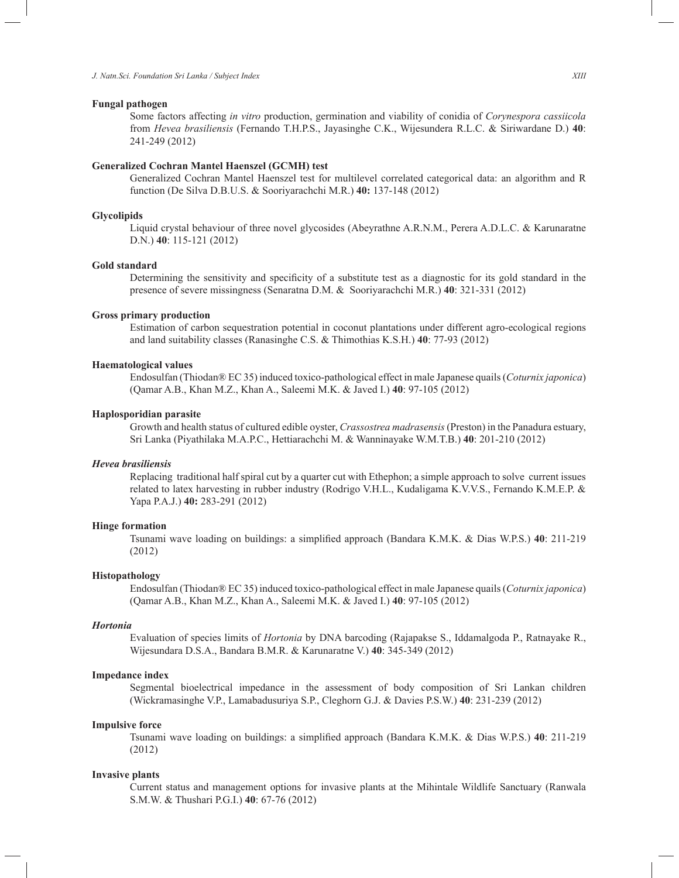**Fungal pathogen**

Some factors affecting *in vitro* production, germination and viability of conidia of *Corynespora cassiicola* from *Hevea brasiliensis* (Fernando T.H.P.S., Jayasinghe C.K., Wijesundera R.L.C. & Siriwardane D.) **40**: 241-249 (2012)

**Generalized Cochran Mantel Haenszel (GCMH) test**

Generalized Cochran Mantel Haenszel test for multilevel correlated categorical data: an algorithm and R function (De Silva D.B.U.S. & Sooriyarachchi M.R.) **40:** 137-148 (2012)

**Glycolipids**

Liquid crystal behaviour of three novel glycosides (Abeyrathne A.R.N.M., Perera A.D.L.C. & Karunaratne D.N.) **40**: 115-121 (2012)

**Gold standard**

Determining the sensitivity and specificity of a substitute test as a diagnostic for its gold standard in the presence of severe missingness (Senaratna D.M. & Sooriyarachchi M.R.) **40**: 321-331 (2012)

**Gross primary production**

Estimation of carbon sequestration potential in coconut plantations under different agro-ecological regions and land suitability classes (Ranasinghe C.S. & Thimothias K.S.H.) **40**: 77-93 (2012)

**Haematological values**

Endosulfan (Thiodan® EC 35) induced toxico-pathological effect in male Japanese quails (*Coturnix japonica*) (Qamar A.B., Khan M.Z., Khan A., Saleemi M.K. & Javed I.) **40**: 97-105 (2012)

**Haplosporidian parasite**

Growth and health status of cultured edible oyster, *Crassostrea madrasensis* (Preston) in the Panadura estuary, Sri Lanka (Piyathilaka M.A.P.C., Hettiarachchi M. & Wanninayake W.M.T.B.) **40**: 201-210 (2012)

***Hevea brasiliensis***

Replacing traditional half spiral cut by a quarter cut with Ethephon; a simple approach to solve current issues related to latex harvesting in rubber industry (Rodrigo V.H.L., Kudaligama K.V.V.S., Fernando K.M.E.P. & Yapa P.A.J.) **40:** 283-291 (2012)

**Hinge formation**

Tsunami wave loading on buildings: a simplified approach (Bandara K.M.K. & Dias W.P.S.) **40**: 211-219 (2012)

**Histopathology**

Endosulfan (Thiodan® EC 35) induced toxico-pathological effect in male Japanese quails (*Coturnix japonica*) (Qamar A.B., Khan M.Z., Khan A., Saleemi M.K. & Javed I.) **40**: 97-105 (2012)

***Hortonia***

Evaluation of species limits of *Hortonia* by DNA barcoding (Rajapakse S., Iddamalgoda P., Ratnayake R., Wijesundara D.S.A., Bandara B.M.R. & Karunaratne V.) **40**: 345-349 (2012)

**Impedance index**

Segmental bioelectrical impedance in the assessment of body composition of Sri Lankan children (Wickramasinghe V.P., Lamabadusuriya S.P., Cleghorn G.J. & Davies P.S.W.) **40**: 231-239 (2012)

**Impulsive force**

Tsunami wave loading on buildings: a simplified approach (Bandara K.M.K. & Dias W.P.S.) **40**: 211-219 (2012)

**Invasive plants**

Current status and management options for invasive plants at the Mihintale Wildlife Sanctuary (Ranwala S.M.W. & Thushari P.G.I.) **40**: 67-76 (2012)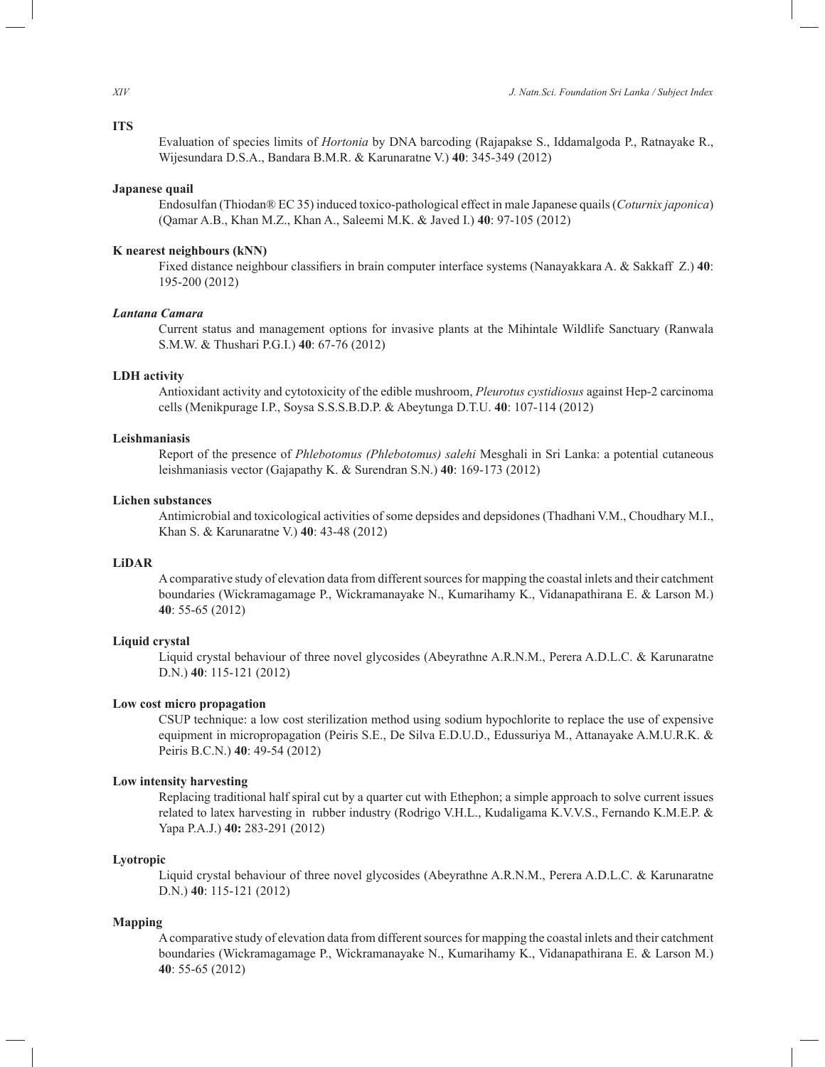**ITS**

Evaluation of species limits of *Hortonia* by DNA barcoding (Rajapakse S., Iddamalgoda P., Ratnayake R., Wijesundara D.S.A., Bandara B.M.R. & Karunaratne V.) **40**: 345-349 (2012)

**Japanese quail**

Endosulfan (Thiodan® EC 35) induced toxico-pathological effect in male Japanese quails (*Coturnix japonica*) (Qamar A.B., Khan M.Z., Khan A., Saleemi M.K. & Javed I.) **40**: 97-105 (2012)

**K nearest neighbours (kNN)**

Fixed distance neighbour classifiers in brain computer interface systems (Nanayakkara A. & Sakkaff Z.) **40**: 195-200 (2012)

***Lantana Camara***

Current status and management options for invasive plants at the Mihintale Wildlife Sanctuary (Ranwala S.M.W. & Thushari P.G.I.) **40**: 67-76 (2012)

**LDH activity**

Antioxidant activity and cytotoxicity of the edible mushroom, *Pleurotus cystidiosus* against Hep-2 carcinoma cells (Menikpurage I.P., Soysa S.S.S.B.D.P. & Abeytunga D.T.U. **40**: 107-114 (2012)

**Leishmaniasis**

Report of the presence of *Phlebotomus (Phlebotomus) salehi* Mesghali in Sri Lanka: a potential cutaneous leishmaniasis vector (Gajapathy K. & Surendran S.N.) **40**: 169-173 (2012)

**Lichen substances**

Antimicrobial and toxicological activities of some depsides and depsidones (Thadhani V.M., Choudhary M.I., Khan S. & Karunaratne V.) **40**: 43-48 (2012)

**LiDAR**

A comparative study of elevation data from different sources for mapping the coastal inlets and their catchment boundaries (Wickramagamage P., Wickramanayake N., Kumarihamy K., Vidanapathirana E. & Larson M.) **40**: 55-65 (2012)

**Liquid crystal**

Liquid crystal behaviour of three novel glycosides (Abeyrathne A.R.N.M., Perera A.D.L.C. & Karunaratne D.N.) **40**: 115-121 (2012)

**Low cost micro propagation**

CSUP technique: a low cost sterilization method using sodium hypochlorite to replace the use of expensive equipment in micropropagation (Peiris S.E., De Silva E.D.U.D., Edussuriya M., Attanayake A.M.U.R.K. & Peiris B.C.N.) **40**: 49-54 (2012)

**Low intensity harvesting**

Replacing traditional half spiral cut by a quarter cut with Ethephon; a simple approach to solve current issues related to latex harvesting in rubber industry (Rodrigo V.H.L., Kudaligama K.V.V.S., Fernando K.M.E.P. & Yapa P.A.J.) **40:** 283-291 (2012)

**Lyotropic**

Liquid crystal behaviour of three novel glycosides (Abeyrathne A.R.N.M., Perera A.D.L.C. & Karunaratne D.N.) **40**: 115-121 (2012)

**Mapping**

A comparative study of elevation data from different sources for mapping the coastal inlets and their catchment boundaries (Wickramagamage P., Wickramanayake N., Kumarihamy K., Vidanapathirana E. & Larson M.) **40**: 55-65 (2012)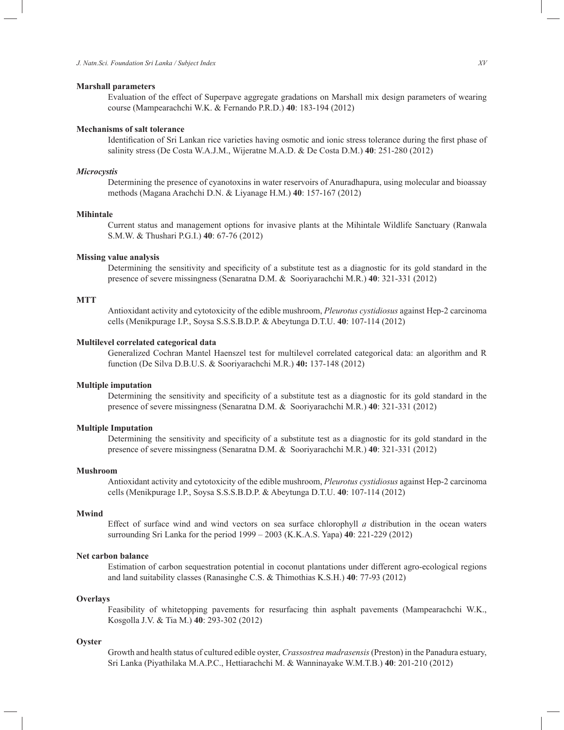**Marshall parameters**

Evaluation of the effect of Superpave aggregate gradations on Marshall mix design parameters of wearing course (Mampearachchi W.K. & Fernando P.R.D.) **40**: 183-194 (2012)

**Mechanisms of salt tolerance**

Identification of Sri Lankan rice varieties having osmotic and ionic stress tolerance during the first phase of salinity stress (De Costa W.A.J.M., Wijeratne M.A.D. & De Costa D.M.) **40**: 251-280 (2012)

***Microcystis***

Determining the presence of cyanotoxins in water reservoirs of Anuradhapura, using molecular and bioassay methods (Magana Arachchi D.N. & Liyanage H.M.) **40**: 157-167 (2012)

**Mihintale**

Current status and management options for invasive plants at the Mihintale Wildlife Sanctuary (Ranwala S.M.W. & Thushari P.G.I.) **40**: 67-76 (2012)

**Missing value analysis**

Determining the sensitivity and specificity of a substitute test as a diagnostic for its gold standard in the presence of severe missingness (Senaratna D.M. & Sooriyarachchi M.R.) **40**: 321-331 (2012)

**MTT**

Antioxidant activity and cytotoxicity of the edible mushroom, *Pleurotus cystidiosus* against Hep-2 carcinoma cells (Menikpurage I.P., Soysa S.S.S.B.D.P. & Abeytunga D.T.U. **40**: 107-114 (2012)

**Multilevel correlated categorical data**

Generalized Cochran Mantel Haenszel test for multilevel correlated categorical data: an algorithm and R function (De Silva D.B.U.S. & Sooriyarachchi M.R.) **40:** 137-148 (2012)

**Multiple imputation**

Determining the sensitivity and specificity of a substitute test as a diagnostic for its gold standard in the presence of severe missingness (Senaratna D.M. & Sooriyarachchi M.R.) **40**: 321-331 (2012)

**Multiple Imputation**

Determining the sensitivity and specificity of a substitute test as a diagnostic for its gold standard in the presence of severe missingness (Senaratna D.M. & Sooriyarachchi M.R.) **40**: 321-331 (2012)

**Mushroom**

Antioxidant activity and cytotoxicity of the edible mushroom, *Pleurotus cystidiosus* against Hep-2 carcinoma cells (Menikpurage I.P., Soysa S.S.S.B.D.P. & Abeytunga D.T.U. **40**: 107-114 (2012)

**Mwind**

Effect of surface wind and wind vectors on sea surface chlorophyll *a* distribution in the ocean waters surrounding Sri Lanka for the period 1999 – 2003 (K.K.A.S. Yapa) **40**: 221-229 (2012)

**Net carbon balance**

Estimation of carbon sequestration potential in coconut plantations under different agro-ecological regions and land suitability classes (Ranasinghe C.S. & Thimothias K.S.H.) **40**: 77-93 (2012)

**Overlays**

Feasibility of whitetopping pavements for resurfacing thin asphalt pavements (Mampearachchi W.K., Kosgolla J.V. & Tia M.) **40**: 293-302 (2012)

**Oyster**

Growth and health status of cultured edible oyster, *Crassostrea madrasensis* (Preston) in the Panadura estuary, Sri Lanka (Piyathilaka M.A.P.C., Hettiarachchi M. & Wanninayake W.M.T.B.) **40**: 201-210 (2012)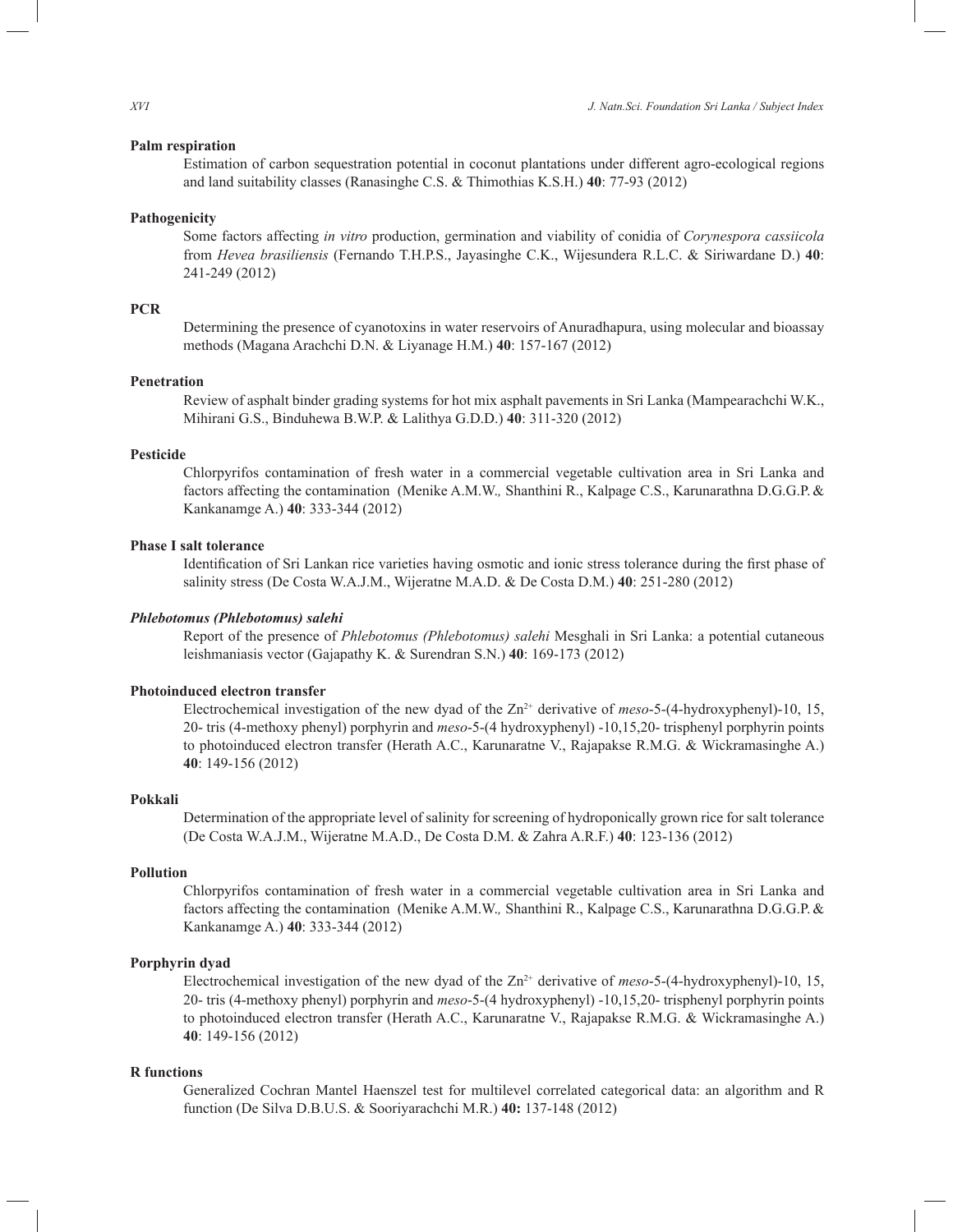**Palm respiration**

Estimation of carbon sequestration potential in coconut plantations under different agro-ecological regions and land suitability classes (Ranasinghe C.S. & Thimothias K.S.H.) **40**: 77-93 (2012)

**Pathogenicity**

Some factors affecting *in vitro* production, germination and viability of conidia of *Corynespora cassiicola* from *Hevea brasiliensis* (Fernando T.H.P.S., Jayasinghe C.K., Wijesundera R.L.C. & Siriwardane D.) **40**: 241-249 (2012)

**PCR**

Determining the presence of cyanotoxins in water reservoirs of Anuradhapura, using molecular and bioassay methods (Magana Arachchi D.N. & Liyanage H.M.) **40**: 157-167 (2012)

**Penetration**

Review of asphalt binder grading systems for hot mix asphalt pavements in Sri Lanka (Mampearachchi W.K., Mihirani G.S., Binduhewa B.W.P. & Lalithya G.D.D.) **40**: 311-320 (2012)

**Pesticide**

Chlorpyrifos contamination of fresh water in a commercial vegetable cultivation area in Sri Lanka and factors affecting the contamination (Menike A.M.W., Shanthini R., Kalpage C.S., Karunarathna D.G.G.P. & Kankanamge A.) **40**: 333-344 (2012)

**Phase I salt tolerance**

Identification of Sri Lankan rice varieties having osmotic and ionic stress tolerance during the first phase of salinity stress (De Costa W.A.J.M., Wijeratne M.A.D. & De Costa D.M.) **40**: 251-280 (2012)

***Phlebotomus (Phlebotomus) salehi***

Report of the presence of *Phlebotomus (Phlebotomus) salehi* Mesghali in Sri Lanka: a potential cutaneous leishmaniasis vector (Gajapathy K. & Surendran S.N.) **40**: 169-173 (2012)

**Photoinduced electron transfer**

Electrochemical investigation of the new dyad of the $Zn^{2+}$ derivative of *meso*-5-(4-hydroxyphenyl)-10, 15, 20- tris (4-methoxy phenyl) porphyrin and *meso*-5-(4 hydroxyphenyl) -10,15,20- trisphenyl porphyrin points to photoinduced electron transfer (Herath A.C., Karunaratne V., Rajapakse R.M.G. & Wickramasinghe A.) **40**: 149-156 (2012)

**Pokkali**

Determination of the appropriate level of salinity for screening of hydroponically grown rice for salt tolerance (De Costa W.A.J.M., Wijeratne M.A.D., De Costa D.M. & Zahra A.R.F.) **40**: 123-136 (2012)

**Pollution**

Chlorpyrifos contamination of fresh water in a commercial vegetable cultivation area in Sri Lanka and factors affecting the contamination (Menike A.M.W., Shanthini R., Kalpage C.S., Karunarathna D.G.G.P. & Kankanamge A.) **40**: 333-344 (2012)

**Porphyrin dyad**

Electrochemical investigation of the new dyad of the $Zn^{2+}$ derivative of *meso*-5-(4-hydroxyphenyl)-10, 15, 20- tris (4-methoxy phenyl) porphyrin and *meso*-5-(4 hydroxyphenyl) -10,15,20- trisphenyl porphyrin points to photoinduced electron transfer (Herath A.C., Karunaratne V., Rajapakse R.M.G. & Wickramasinghe A.) **40**: 149-156 (2012)

**R functions**

Generalized Cochran Mantel Haenszel test for multilevel correlated categorical data: an algorithm and R function (De Silva D.B.U.S. & Sooriyarachchi M.R.) **40:** 137-148 (2012)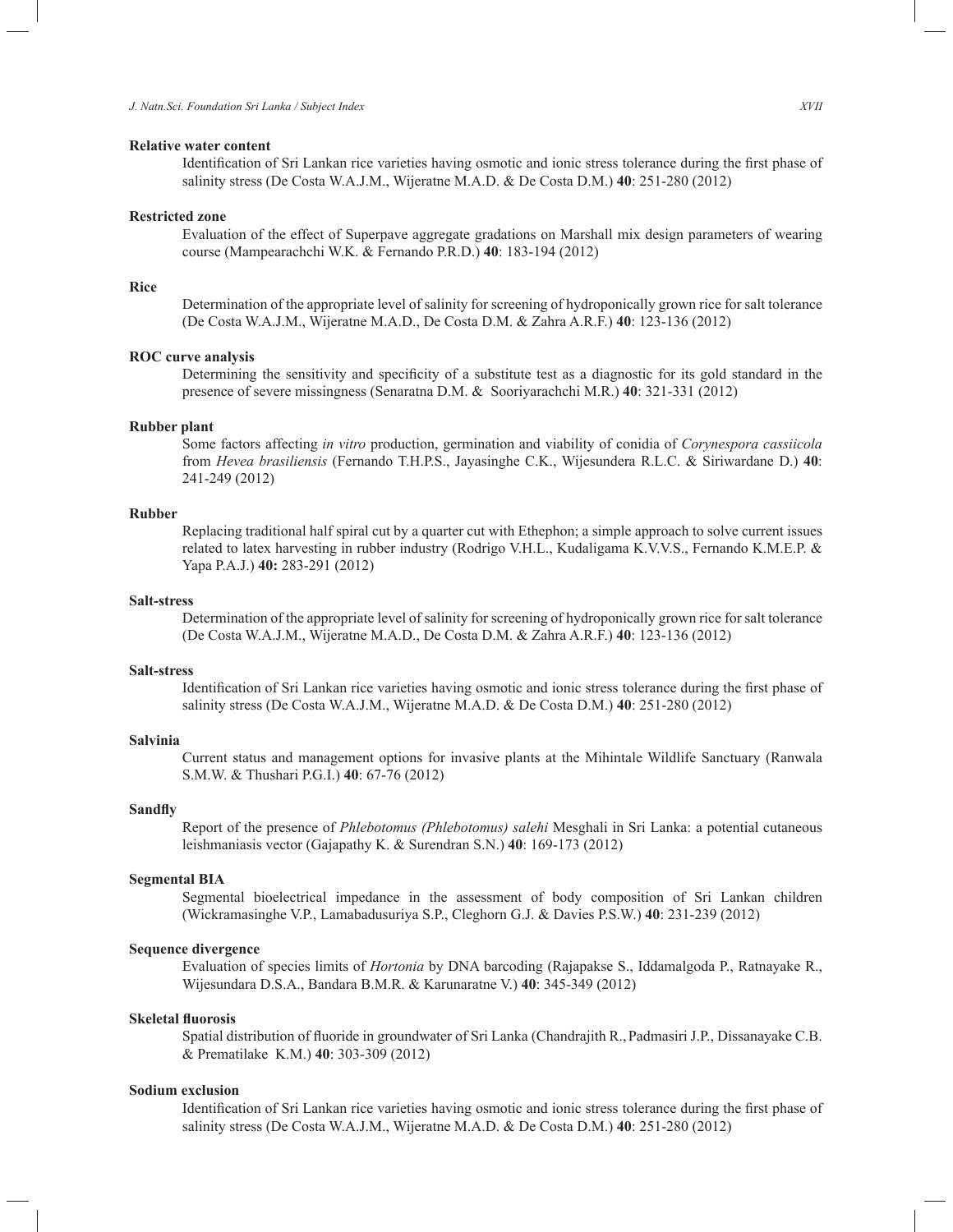**Relative water content**

Identification of Sri Lankan rice varieties having osmotic and ionic stress tolerance during the first phase of salinity stress (De Costa W.A.J.M., Wijeratne M.A.D. & De Costa D.M.) **40**: 251-280 (2012)

**Restricted zone**

Evaluation of the effect of Superpave aggregate gradations on Marshall mix design parameters of wearing course (Mampearachchi W.K. & Fernando P.R.D.) **40**: 183-194 (2012)

**Rice**

Determination of the appropriate level of salinity for screening of hydroponically grown rice for salt tolerance (De Costa W.A.J.M., Wijeratne M.A.D., De Costa D.M. & Zahra A.R.F.) **40**: 123-136 (2012)

**ROC curve analysis**

Determining the sensitivity and specificity of a substitute test as a diagnostic for its gold standard in the presence of severe missingness (Senaratna D.M. & Sooriyarachchi M.R.) **40**: 321-331 (2012)

**Rubber plant**

Some factors affecting *in vitro* production, germination and viability of conidia of *Corynespora cassiicola* from *Hevea brasiliensis* (Fernando T.H.P.S., Jayasinghe C.K., Wijesundera R.L.C. & Siriwardane D.) **40**: 241-249 (2012)

**Rubber**

Replacing traditional half spiral cut by a quarter cut with Ethephon; a simple approach to solve current issues related to latex harvesting in rubber industry (Rodrigo V.H.L., Kudaligama K.V.V.S., Fernando K.M.E.P. & Yapa P.A.J.) **40:** 283-291 (2012)

**Salt-stress**

Determination of the appropriate level of salinity for screening of hydroponically grown rice for salt tolerance (De Costa W.A.J.M., Wijeratne M.A.D., De Costa D.M. & Zahra A.R.F.) **40**: 123-136 (2012)

**Salt-stress**

Identification of Sri Lankan rice varieties having osmotic and ionic stress tolerance during the first phase of salinity stress (De Costa W.A.J.M., Wijeratne M.A.D. & De Costa D.M.) **40**: 251-280 (2012)

**Salvinia**

Current status and management options for invasive plants at the Mihintale Wildlife Sanctuary (Ranwala S.M.W. & Thushari P.G.I.) **40**: 67-76 (2012)

**Sandfly**

Report of the presence of *Phlebotomus (Phlebotomus) salehi* Mesghali in Sri Lanka: a potential cutaneous leishmaniasis vector (Gajapathy K. & Surendran S.N.) **40**: 169-173 (2012)

**Segmental BIA**

Segmental bioelectrical impedance in the assessment of body composition of Sri Lankan children (Wickramasinghe V.P., Lamabadusuriya S.P., Cleghorn G.J. & Davies P.S.W.) **40**: 231-239 (2012)

**Sequence divergence**

Evaluation of species limits of *Hortonia* by DNA barcoding (Rajapakse S., Iddamalgoda P., Ratnayake R., Wijesundara D.S.A., Bandara B.M.R. & Karunaratne V.) **40**: 345-349 (2012)

**Skeletal fluorosis**

Spatial distribution of fluoride in groundwater of Sri Lanka (Chandrajith R., Padmasiri J.P., Dissanayake C.B. & Prematilake K.M.) **40**: 303-309 (2012)

**Sodium exclusion**

Identification of Sri Lankan rice varieties having osmotic and ionic stress tolerance during the first phase of salinity stress (De Costa W.A.J.M., Wijeratne M.A.D. & De Costa D.M.) **40**: 251-280 (2012)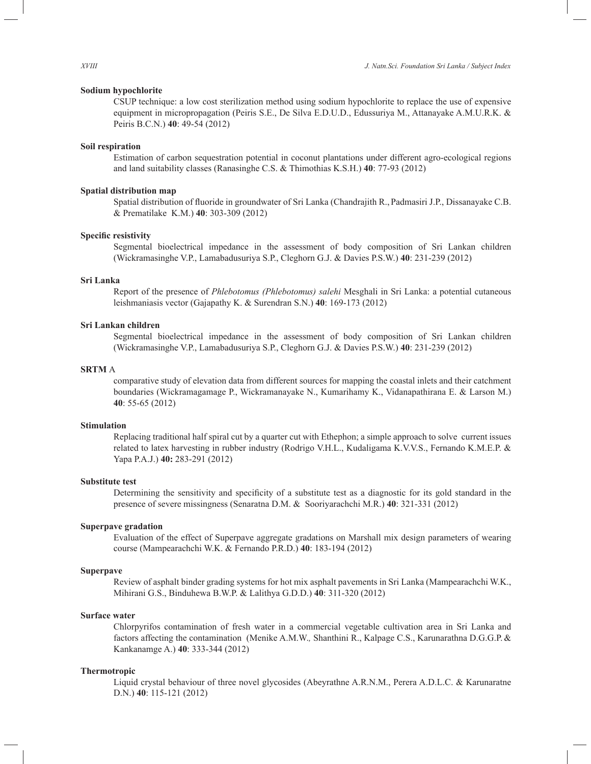**Sodium hypochlorite**

CSUP technique: a low cost sterilization method using sodium hypochlorite to replace the use of expensive equipment in micropropagation (Peiris S.E., De Silva E.D.U.D., Edussuriya M., Attanayake A.M.U.R.K. & Peiris B.C.N.) **40**: 49-54 (2012)

**Soil respiration**

Estimation of carbon sequestration potential in coconut plantations under different agro-ecological regions and land suitability classes (Ranasinghe C.S. & Thimothias K.S.H.) **40**: 77-93 (2012)

**Spatial distribution map**

Spatial distribution of fluoride in groundwater of Sri Lanka (Chandrajith R., Padmasiri J.P., Dissanayake C.B. & Prematilake K.M.) **40**: 303-309 (2012)

**Specific resistivity**

Segmental bioelectrical impedance in the assessment of body composition of Sri Lankan children (Wickramasinghe V.P., Lamabadusuriya S.P., Cleghorn G.J. & Davies P.S.W.) **40**: 231-239 (2012)

**Sri Lanka**

Report of the presence of *Phlebotomus (Phlebotomus) salehi* Mesghali in Sri Lanka: a potential cutaneous leishmaniasis vector (Gajapathy K. & Surendran S.N.) **40**: 169-173 (2012)

**Sri Lankan children**

Segmental bioelectrical impedance in the assessment of body composition of Sri Lankan children (Wickramasinghe V.P., Lamabadusuriya S.P., Cleghorn G.J. & Davies P.S.W.) **40**: 231-239 (2012)

**SRTM** A

comparative study of elevation data from different sources for mapping the coastal inlets and their catchment boundaries (Wickramagamage P., Wickramanayake N., Kumarihamy K., Vidanapathirana E. & Larson M.) **40**: 55-65 (2012)

**Stimulation**

Replacing traditional half spiral cut by a quarter cut with Ethephon; a simple approach to solve current issues related to latex harvesting in rubber industry (Rodrigo V.H.L., Kudaligama K.V.V.S., Fernando K.M.E.P. & Yapa P.A.J.) **40:** 283-291 (2012)

**Substitute test**

Determining the sensitivity and specificity of a substitute test as a diagnostic for its gold standard in the presence of severe missingness (Senaratna D.M. & Sooriyarachchi M.R.) **40**: 321-331 (2012)

**Superpave gradation**

Evaluation of the effect of Superpave aggregate gradations on Marshall mix design parameters of wearing course (Mampearachchi W.K. & Fernando P.R.D.) **40**: 183-194 (2012)

**Superpave**

Review of asphalt binder grading systems for hot mix asphalt pavements in Sri Lanka (Mampearachchi W.K., Mihirani G.S., Binduhewa B.W.P. & Lalithya G.D.D.) **40**: 311-320 (2012)

**Surface water**

Chlorpyrifos contamination of fresh water in a commercial vegetable cultivation area in Sri Lanka and factors affecting the contamination (Menike A.M.W.*,* Shanthini R., Kalpage C.S., Karunarathna D.G.G.P. & Kankanamge A.) **40**: 333-344 (2012)

**Thermotropic**

Liquid crystal behaviour of three novel glycosides (Abeyrathne A.R.N.M., Perera A.D.L.C. & Karunaratne D.N.) **40**: 115-121 (2012)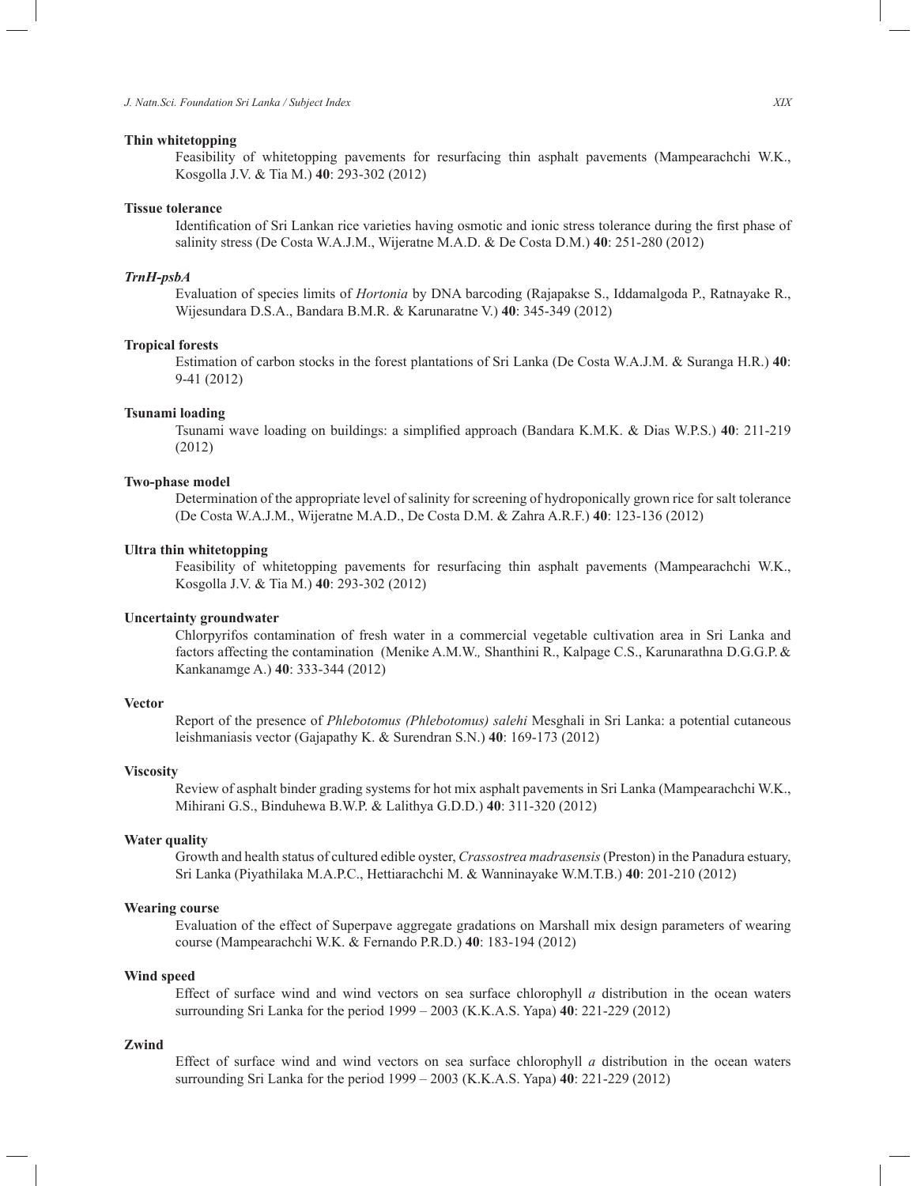**Thin whitetopping**

Feasibility of whitetopping pavements for resurfacing thin asphalt pavements (Mampearachchi W.K., Kosgolla J.V. & Tia M.) **40**: 293-302 (2012)

**Tissue tolerance**

Identification of Sri Lankan rice varieties having osmotic and ionic stress tolerance during the first phase of salinity stress (De Costa W.A.J.M., Wijeratne M.A.D. & De Costa D.M.) **40**: 251-280 (2012)

***TrnH-psbA***

Evaluation of species limits of *Hortonia* by DNA barcoding (Rajapakse S., Iddamalgoda P., Ratnayake R., Wijesundara D.S.A., Bandara B.M.R. & Karunaratne V.) **40**: 345-349 (2012)

**Tropical forests**

Estimation of carbon stocks in the forest plantations of Sri Lanka (De Costa W.A.J.M. & Suranga H.R.) **40**: 9-41 (2012)

**Tsunami loading**

Tsunami wave loading on buildings: a simplified approach (Bandara K.M.K. & Dias W.P.S.) **40**: 211-219 (2012)

**Two-phase model**

Determination of the appropriate level of salinity for screening of hydroponically grown rice for salt tolerance (De Costa W.A.J.M., Wijeratne M.A.D., De Costa D.M. & Zahra A.R.F.) **40**: 123-136 (2012)

**Ultra thin whitetopping**

Feasibility of whitetopping pavements for resurfacing thin asphalt pavements (Mampearachchi W.K., Kosgolla J.V. & Tia M.) **40**: 293-302 (2012)

**Uncertainty groundwater**

Chlorpyrifos contamination of fresh water in a commercial vegetable cultivation area in Sri Lanka and factors affecting the contamination (Menike A.M.W.*,* Shanthini R., Kalpage C.S., Karunarathna D.G.G.P. & Kankanamge A.) **40**: 333-344 (2012)

**Vector**

Report of the presence of *Phlebotomus (Phlebotomus) salehi* Mesghali in Sri Lanka: a potential cutaneous leishmaniasis vector (Gajapathy K. & Surendran S.N.) **40**: 169-173 (2012)

**Viscosity**

Review of asphalt binder grading systems for hot mix asphalt pavements in Sri Lanka (Mampearachchi W.K., Mihirani G.S., Binduhewa B.W.P. & Lalithya G.D.D.) **40**: 311-320 (2012)

**Water quality**

Growth and health status of cultured edible oyster, *Crassostrea madrasensis* (Preston) in the Panadura estuary, Sri Lanka (Piyathilaka M.A.P.C., Hettiarachchi M. & Wanninayake W.M.T.B.) **40**: 201-210 (2012)

**Wearing course**

Evaluation of the effect of Superpave aggregate gradations on Marshall mix design parameters of wearing course (Mampearachchi W.K. & Fernando P.R.D.) **40**: 183-194 (2012)

**Wind speed**

Effect of surface wind and wind vectors on sea surface chlorophyll *a* distribution in the ocean waters surrounding Sri Lanka for the period 1999 – 2003 (K.K.A.S. Yapa) **40**: 221-229 (2012)

**Zwind**

Effect of surface wind and wind vectors on sea surface chlorophyll *a* distribution in the ocean waters surrounding Sri Lanka for the period 1999 – 2003 (K.K.A.S. Yapa) **40**: 221-229 (2012)